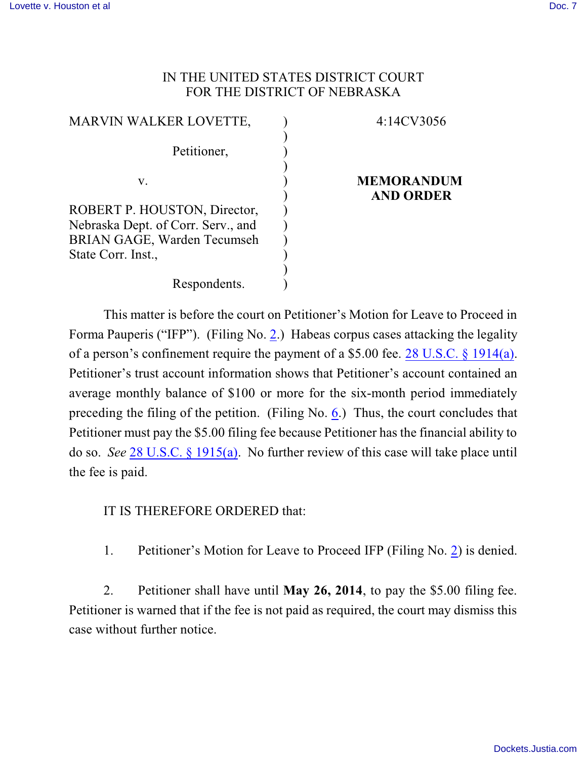IN THE UNITED STATES DISTRICT COURT
FOR THE DISTRICT OF NEBRASKA

| | | |
|---|---|---|
| MARVIN WALKER LOVETTE, Petitioner, | ) | 4:14CV3056 |
| v. | ) | **MEMORANDUM AND ORDER** |
| ROBERT P. HOUSTON, Director, Nebraska Dept. of Corr. Serv., and BRIAN GAGE, Warden Tecumseh State Corr. Inst., Respondents. | ) | |

This matter is before the court on Petitioner's Motion for Leave to Proceed in Forma Pauperis ("IFP"). (Filing No. 2.) Habeas corpus cases attacking the legality of a person's confinement require the payment of a $5.00 fee. 28 U.S.C. § 1914(a). Petitioner's trust account information shows that Petitioner's account contained an average monthly balance of $100 or more for the six-month period immediately preceding the filing of the petition. (Filing No. 6.) Thus, the court concludes that Petitioner must pay the $5.00 filing fee because Petitioner has the financial ability to do so. *See* 28 U.S.C. § 1915(a). No further review of this case will take place until the fee is paid.

IT IS THEREFORE ORDERED that:

1. Petitioner's Motion for Leave to Proceed IFP (Filing No. 2) is denied.

2. Petitioner shall have until **May 26, 2014**, to pay the $5.00 filing fee. Petitioner is warned that if the fee is not paid as required, the court may dismiss this case without further notice.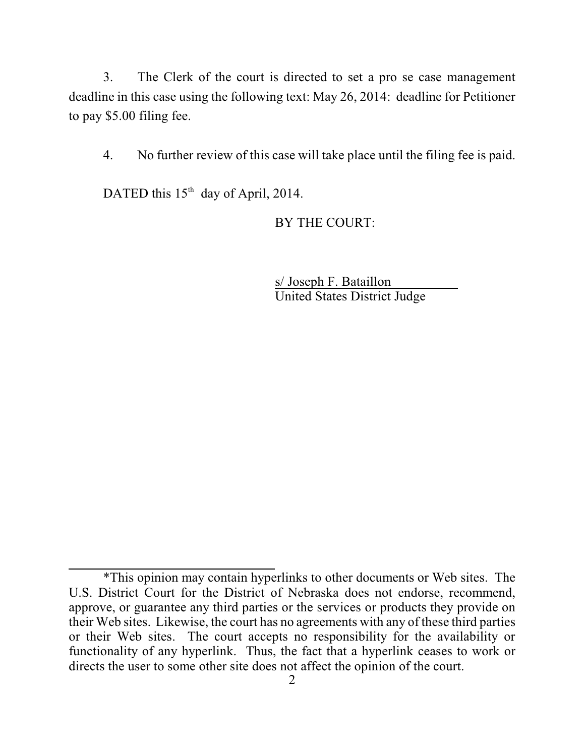3. The Clerk of the court is directed to set a pro se case management deadline in this case using the following text: May 26, 2014: deadline for Petitioner to pay $5.00 filing fee.

4. No further review of this case will take place until the filing fee is paid.

DATED this 15th day of April, 2014.

BY THE COURT:

s/ Joseph F. Bataillon
United States District Judge

---

*This opinion may contain hyperlinks to other documents or Web sites. The U.S. District Court for the District of Nebraska does not endorse, recommend, approve, or guarantee any third parties or the services or products they provide on their Web sites. Likewise, the court has no agreements with any of these third parties or their Web sites. The court accepts no responsibility for the availability or functionality of any hyperlink. Thus, the fact that a hyperlink ceases to work or directs the user to some other site does not affect the opinion of the court.